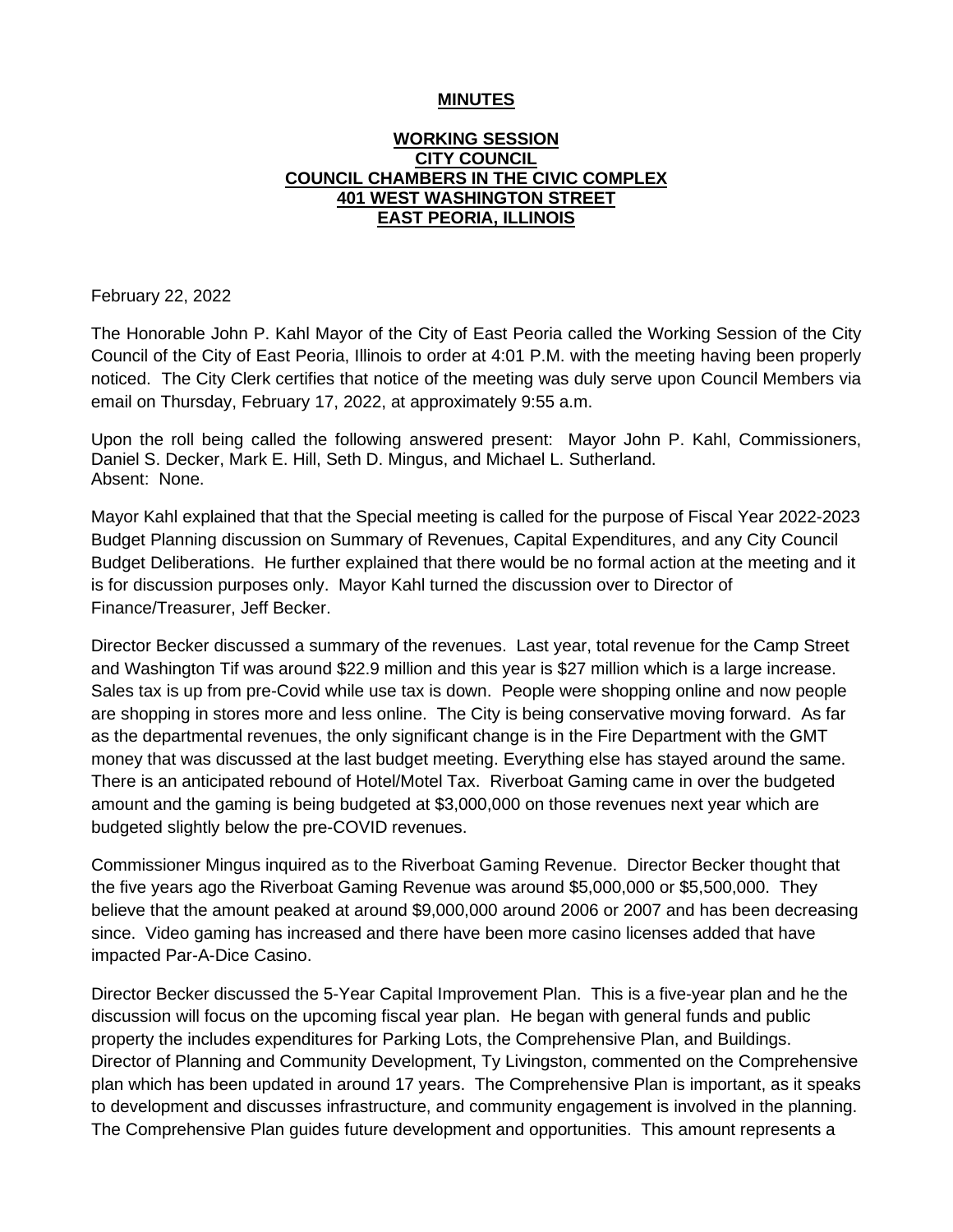**MINUTES**

**WORKING SESSION**
**CITY COUNCIL**
**COUNCIL CHAMBERS IN THE CIVIC COMPLEX**
**401 WEST WASHINGTON STREET**
**EAST PEORIA, ILLINOIS**

February 22, 2022

The Honorable John P. Kahl Mayor of the City of East Peoria called the Working Session of the City Council of the City of East Peoria, Illinois to order at 4:01 P.M. with the meeting having been properly noticed. The City Clerk certifies that notice of the meeting was duly serve upon Council Members via email on Thursday, February 17, 2022, at approximately 9:55 a.m.

Upon the roll being called the following answered present: Mayor John P. Kahl, Commissioners, Daniel S. Decker, Mark E. Hill, Seth D. Mingus, and Michael L. Sutherland.
Absent: None.

Mayor Kahl explained that that the Special meeting is called for the purpose of Fiscal Year 2022-2023 Budget Planning discussion on Summary of Revenues, Capital Expenditures, and any City Council Budget Deliberations. He further explained that there would be no formal action at the meeting and it is for discussion purposes only. Mayor Kahl turned the discussion over to Director of Finance/Treasurer, Jeff Becker.

Director Becker discussed a summary of the revenues. Last year, total revenue for the Camp Street and Washington Tif was around $22.9 million and this year is $27 million which is a large increase. Sales tax is up from pre-Covid while use tax is down. People were shopping online and now people are shopping in stores more and less online. The City is being conservative moving forward. As far as the departmental revenues, the only significant change is in the Fire Department with the GMT money that was discussed at the last budget meeting. Everything else has stayed around the same. There is an anticipated rebound of Hotel/Motel Tax. Riverboat Gaming came in over the budgeted amount and the gaming is being budgeted at $3,000,000 on those revenues next year which are budgeted slightly below the pre-COVID revenues.

Commissioner Mingus inquired as to the Riverboat Gaming Revenue. Director Becker thought that the five years ago the Riverboat Gaming Revenue was around $5,000,000 or $5,500,000. They believe that the amount peaked at around $9,000,000 around 2006 or 2007 and has been decreasing since. Video gaming has increased and there have been more casino licenses added that have impacted Par-A-Dice Casino.

Director Becker discussed the 5-Year Capital Improvement Plan. This is a five-year plan and he the discussion will focus on the upcoming fiscal year plan. He began with general funds and public property the includes expenditures for Parking Lots, the Comprehensive Plan, and Buildings. Director of Planning and Community Development, Ty Livingston, commented on the Comprehensive plan which has been updated in around 17 years. The Comprehensive Plan is important, as it speaks to development and discusses infrastructure, and community engagement is involved in the planning. The Comprehensive Plan guides future development and opportunities. This amount represents a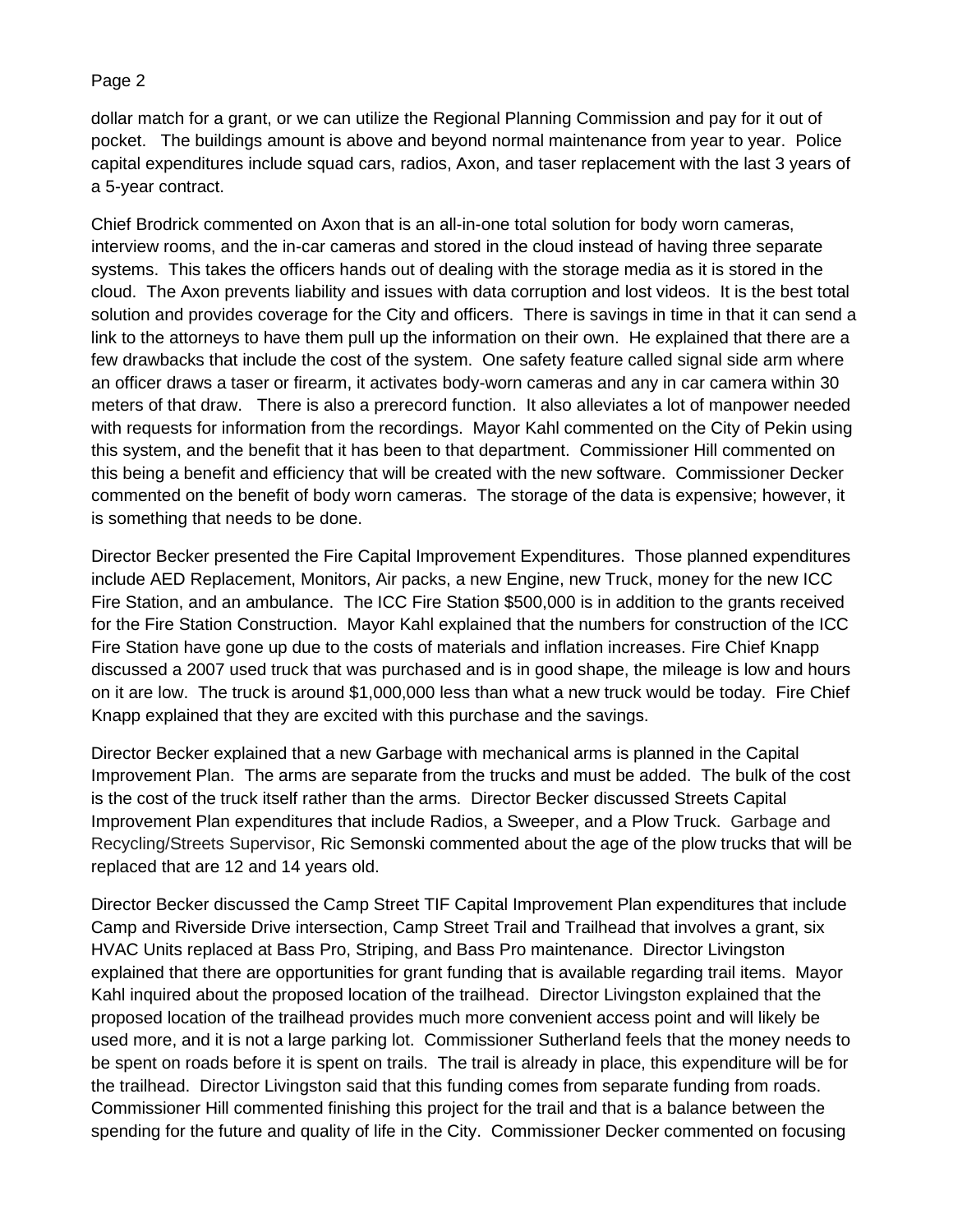dollar match for a grant, or we can utilize the Regional Planning Commission and pay for it out of pocket. The buildings amount is above and beyond normal maintenance from year to year. Police capital expenditures include squad cars, radios, Axon, and taser replacement with the last 3 years of a 5-year contract.

Chief Brodrick commented on Axon that is an all-in-one total solution for body worn cameras, interview rooms, and the in-car cameras and stored in the cloud instead of having three separate systems. This takes the officers hands out of dealing with the storage media as it is stored in the cloud. The Axon prevents liability and issues with data corruption and lost videos. It is the best total solution and provides coverage for the City and officers. There is savings in time in that it can send a link to the attorneys to have them pull up the information on their own. He explained that there are a few drawbacks that include the cost of the system. One safety feature called signal side arm where an officer draws a taser or firearm, it activates body-worn cameras and any in car camera within 30 meters of that draw. There is also a prerecord function. It also alleviates a lot of manpower needed with requests for information from the recordings. Mayor Kahl commented on the City of Pekin using this system, and the benefit that it has been to that department. Commissioner Hill commented on this being a benefit and efficiency that will be created with the new software. Commissioner Decker commented on the benefit of body worn cameras. The storage of the data is expensive; however, it is something that needs to be done.

Director Becker presented the Fire Capital Improvement Expenditures. Those planned expenditures include AED Replacement, Monitors, Air packs, a new Engine, new Truck, money for the new ICC Fire Station, and an ambulance. The ICC Fire Station $500,000 is in addition to the grants received for the Fire Station Construction. Mayor Kahl explained that the numbers for construction of the ICC Fire Station have gone up due to the costs of materials and inflation increases. Fire Chief Knapp discussed a 2007 used truck that was purchased and is in good shape, the mileage is low and hours on it are low. The truck is around $1,000,000 less than what a new truck would be today. Fire Chief Knapp explained that they are excited with this purchase and the savings.

Director Becker explained that a new Garbage with mechanical arms is planned in the Capital Improvement Plan. The arms are separate from the trucks and must be added. The bulk of the cost is the cost of the truck itself rather than the arms. Director Becker discussed Streets Capital Improvement Plan expenditures that include Radios, a Sweeper, and a Plow Truck. Garbage and Recycling/Streets Supervisor, Ric Semonski commented about the age of the plow trucks that will be replaced that are 12 and 14 years old.

Director Becker discussed the Camp Street TIF Capital Improvement Plan expenditures that include Camp and Riverside Drive intersection, Camp Street Trail and Trailhead that involves a grant, six HVAC Units replaced at Bass Pro, Striping, and Bass Pro maintenance. Director Livingston explained that there are opportunities for grant funding that is available regarding trail items. Mayor Kahl inquired about the proposed location of the trailhead. Director Livingston explained that the proposed location of the trailhead provides much more convenient access point and will likely be used more, and it is not a large parking lot. Commissioner Sutherland feels that the money needs to be spent on roads before it is spent on trails. The trail is already in place, this expenditure will be for the trailhead. Director Livingston said that this funding comes from separate funding from roads. Commissioner Hill commented finishing this project for the trail and that is a balance between the spending for the future and quality of life in the City. Commissioner Decker commented on focusing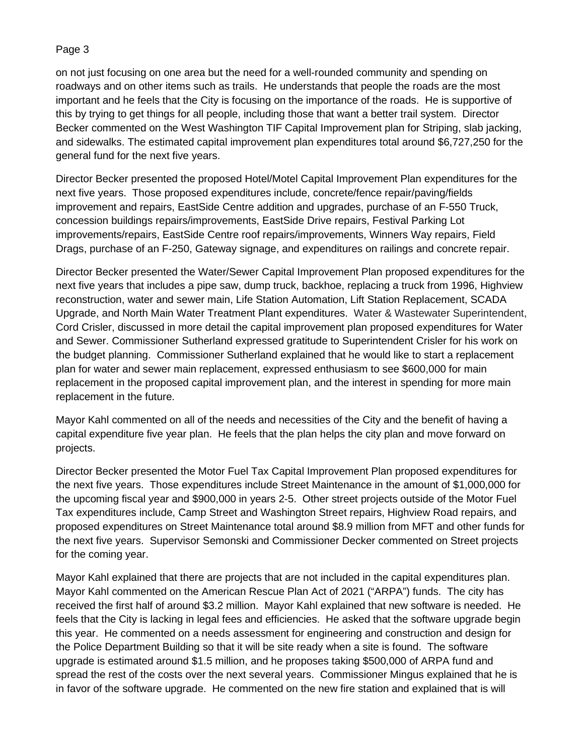on not just focusing on one area but the need for a well-rounded community and spending on roadways and on other items such as trails. He understands that people the roads are the most important and he feels that the City is focusing on the importance of the roads. He is supportive of this by trying to get things for all people, including those that want a better trail system. Director Becker commented on the West Washington TIF Capital Improvement plan for Striping, slab jacking, and sidewalks. The estimated capital improvement plan expenditures total around $6,727,250 for the general fund for the next five years.

Director Becker presented the proposed Hotel/Motel Capital Improvement Plan expenditures for the next five years. Those proposed expenditures include, concrete/fence repair/paving/fields improvement and repairs, EastSide Centre addition and upgrades, purchase of an F-550 Truck, concession buildings repairs/improvements, EastSide Drive repairs, Festival Parking Lot improvements/repairs, EastSide Centre roof repairs/improvements, Winners Way repairs, Field Drags, purchase of an F-250, Gateway signage, and expenditures on railings and concrete repair.

Director Becker presented the Water/Sewer Capital Improvement Plan proposed expenditures for the next five years that includes a pipe saw, dump truck, backhoe, replacing a truck from 1996, Highview reconstruction, water and sewer main, Life Station Automation, Lift Station Replacement, SCADA Upgrade, and North Main Water Treatment Plant expenditures. Water & Wastewater Superintendent, Cord Crisler, discussed in more detail the capital improvement plan proposed expenditures for Water and Sewer. Commissioner Sutherland expressed gratitude to Superintendent Crisler for his work on the budget planning. Commissioner Sutherland explained that he would like to start a replacement plan for water and sewer main replacement, expressed enthusiasm to see $600,000 for main replacement in the proposed capital improvement plan, and the interest in spending for more main replacement in the future.

Mayor Kahl commented on all of the needs and necessities of the City and the benefit of having a capital expenditure five year plan. He feels that the plan helps the city plan and move forward on projects.

Director Becker presented the Motor Fuel Tax Capital Improvement Plan proposed expenditures for the next five years. Those expenditures include Street Maintenance in the amount of $1,000,000 for the upcoming fiscal year and $900,000 in years 2-5. Other street projects outside of the Motor Fuel Tax expenditures include, Camp Street and Washington Street repairs, Highview Road repairs, and proposed expenditures on Street Maintenance total around $8.9 million from MFT and other funds for the next five years. Supervisor Semonski and Commissioner Decker commented on Street projects for the coming year.

Mayor Kahl explained that there are projects that are not included in the capital expenditures plan. Mayor Kahl commented on the American Rescue Plan Act of 2021 ("ARPA") funds. The city has received the first half of around $3.2 million. Mayor Kahl explained that new software is needed. He feels that the City is lacking in legal fees and efficiencies. He asked that the software upgrade begin this year. He commented on a needs assessment for engineering and construction and design for the Police Department Building so that it will be site ready when a site is found. The software upgrade is estimated around $1.5 million, and he proposes taking $500,000 of ARPA fund and spread the rest of the costs over the next several years. Commissioner Mingus explained that he is in favor of the software upgrade. He commented on the new fire station and explained that is will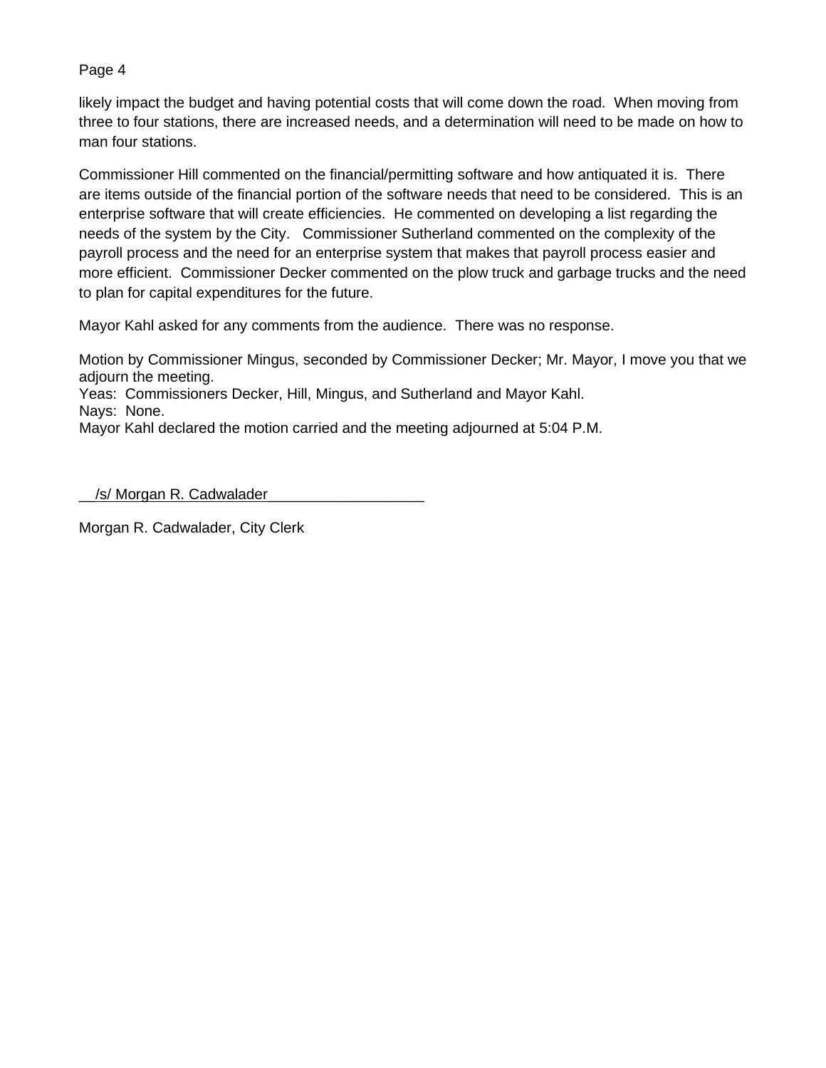likely impact the budget and having potential costs that will come down the road. When moving from three to four stations, there are increased needs, and a determination will need to be made on how to man four stations.

Commissioner Hill commented on the financial/permitting software and how antiquated it is. There are items outside of the financial portion of the software needs that need to be considered. This is an enterprise software that will create efficiencies. He commented on developing a list regarding the needs of the system by the City. Commissioner Sutherland commented on the complexity of the payroll process and the need for an enterprise system that makes that payroll process easier and more efficient. Commissioner Decker commented on the plow truck and garbage trucks and the need to plan for capital expenditures for the future.

Mayor Kahl asked for any comments from the audience. There was no response.

Motion by Commissioner Mingus, seconded by Commissioner Decker; Mr. Mayor, I move you that we adjourn the meeting.
Yeas: Commissioners Decker, Hill, Mingus, and Sutherland and Mayor Kahl.
Nays: None.
Mayor Kahl declared the motion carried and the meeting adjourned at 5:04 P.M.

__/s/ Morgan R. Cadwalader__________________

Morgan R. Cadwalader, City Clerk